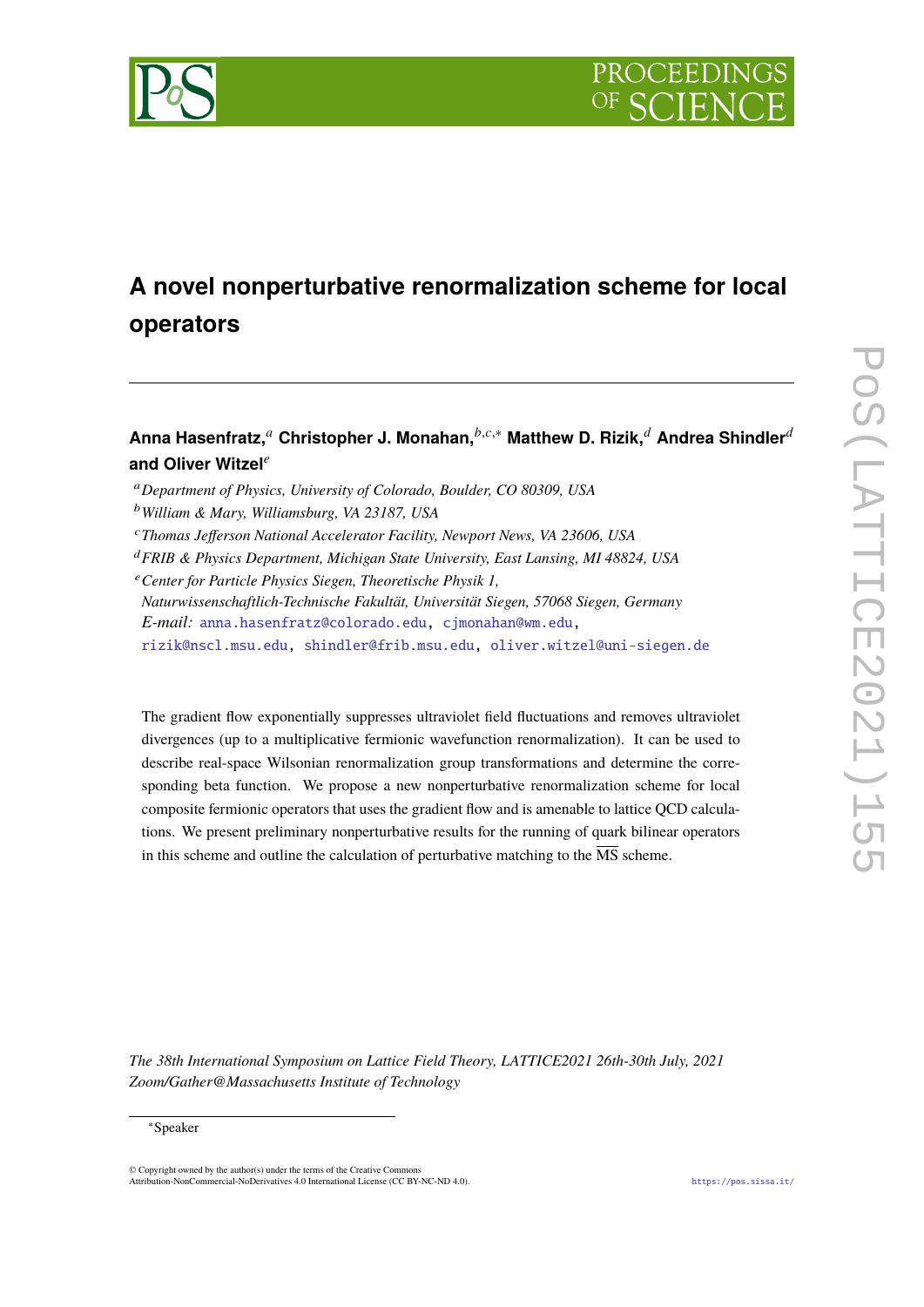# A novel nonperturbative renormalization scheme for local operators

**Anna Hasenfratz,**[a] **Christopher J. Monahan,**[b,c,*] **Matthew D. Rizik,**[d] **Andrea Shindler**[d] **and Oliver Witzel**[e]

[a]*Department of Physics, University of Colorado, Boulder, CO 80309, USA*

[b]*William & Mary, Williamsburg, VA 23187, USA*

[c]*Thomas Jefferson National Accelerator Facility, Newport News, VA 23606, USA*

[d]*FRIB & Physics Department, Michigan State University, East Lansing, MI 48824, USA*

[e]*Center for Particle Physics Siegen, Theoretische Physik 1, Naturwissenschaftlich-Technische Fakultät, Universität Siegen, 57068 Siegen, Germany*

*E-mail:* anna.hasenfratz@colorado.edu, cjmonahan@wm.edu, rizik@nscl.msu.edu, shindler@frib.msu.edu, oliver.witzel@uni-siegen.de

The gradient flow exponentially suppresses ultraviolet field fluctuations and removes ultraviolet divergences (up to a multiplicative fermionic wavefunction renormalization). It can be used to describe real-space Wilsonian renormalization group transformations and determine the corresponding beta function. We propose a new nonperturbative renormalization scheme for local composite fermionic operators that uses the gradient flow and is amenable to lattice QCD calculations. We present preliminary nonperturbative results for the running of quark bilinear operators in this scheme and outline the calculation of perturbative matching to the $\overline{\text{MS}}$ scheme.

*The 38th International Symposium on Lattice Field Theory, LATTICE2021 26th-30th July, 2021 Zoom/Gather@Massachusetts Institute of Technology*

[*]Speaker

© Copyright owned by the author(s) under the terms of the Creative Commons Attribution-NonCommercial-NoDerivatives 4.0 International License (CC BY-NC-ND 4.0).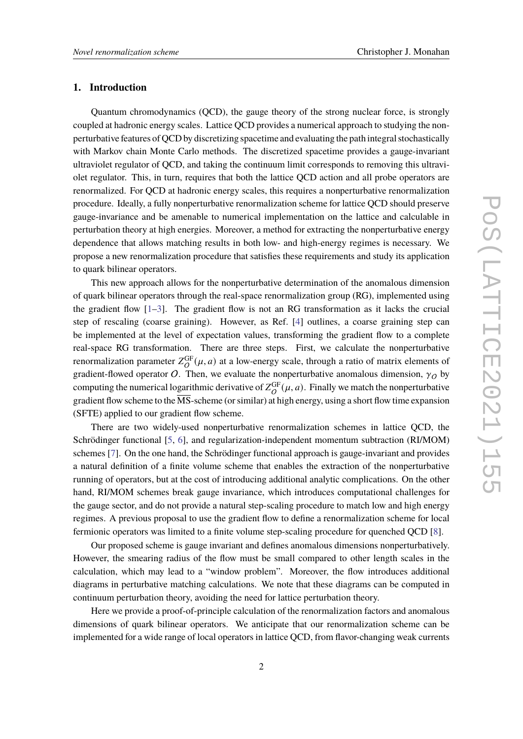## 1. Introduction

Quantum chromodynamics (QCD), the gauge theory of the strong nuclear force, is strongly coupled at hadronic energy scales. Lattice QCD provides a numerical approach to studying the nonperturbative features of QCD by discretizing spacetime and evaluating the path integral stochastically with Markov chain Monte Carlo methods. The discretized spacetime provides a gauge-invariant ultraviolet regulator of QCD, and taking the continuum limit corresponds to removing this ultraviolet regulator. This, in turn, requires that both the lattice QCD action and all probe operators are renormalized. For QCD at hadronic energy scales, this requires a nonperturbative renormalization procedure. Ideally, a fully nonperturbative renormalization scheme for lattice QCD should preserve gauge-invariance and be amenable to numerical implementation on the lattice and calculable in perturbation theory at high energies. Moreover, a method for extracting the nonperturbative energy dependence that allows matching results in both low- and high-energy regimes is necessary. We propose a new renormalization procedure that satisfies these requirements and study its application to quark bilinear operators.

This new approach allows for the nonperturbative determination of the anomalous dimension of quark bilinear operators through the real-space renormalization group (RG), implemented using the gradient flow [1–3]. The gradient flow is not an RG transformation as it lacks the crucial step of rescaling (coarse graining). However, as Ref. [4] outlines, a coarse graining step can be implemented at the level of expectation values, transforming the gradient flow to a complete real-space RG transformation. There are three steps. First, we calculate the nonperturbative renormalization parameter $Z_{\mathcal{O}}^{\mathrm{GF}}(\mu, a)$ at a low-energy scale, through a ratio of matrix elements of gradient-flowed operator $\mathcal{O}$. Then, we evaluate the nonperturbative anomalous dimension, $\gamma_{\mathcal{O}}$ by computing the numerical logarithmic derivative of $Z_{\mathcal{O}}^{\mathrm{GF}}(\mu, a)$. Finally we match the nonperturbative gradient flow scheme to the $\overline{\mathrm{MS}}$-scheme (or similar) at high energy, using a short flow time expansion (SFTE) applied to our gradient flow scheme.

There are two widely-used nonperturbative renormalization schemes in lattice QCD, the Schrödinger functional [5, 6], and regularization-independent momentum subtraction (RI/MOM) schemes [7]. On the one hand, the Schrödinger functional approach is gauge-invariant and provides a natural definition of a finite volume scheme that enables the extraction of the nonperturbative running of operators, but at the cost of introducing additional analytic complications. On the other hand, RI/MOM schemes break gauge invariance, which introduces computational challenges for the gauge sector, and do not provide a natural step-scaling procedure to match low and high energy regimes. A previous proposal to use the gradient flow to define a renormalization scheme for local fermionic operators was limited to a finite volume step-scaling procedure for quenched QCD [8].

Our proposed scheme is gauge invariant and defines anomalous dimensions nonperturbatively. However, the smearing radius of the flow must be small compared to other length scales in the calculation, which may lead to a "window problem". Moreover, the flow introduces additional diagrams in perturbative matching calculations. We note that these diagrams can be computed in continuum perturbation theory, avoiding the need for lattice perturbation theory.

Here we provide a proof-of-principle calculation of the renormalization factors and anomalous dimensions of quark bilinear operators. We anticipate that our renormalization scheme can be implemented for a wide range of local operators in lattice QCD, from flavor-changing weak currents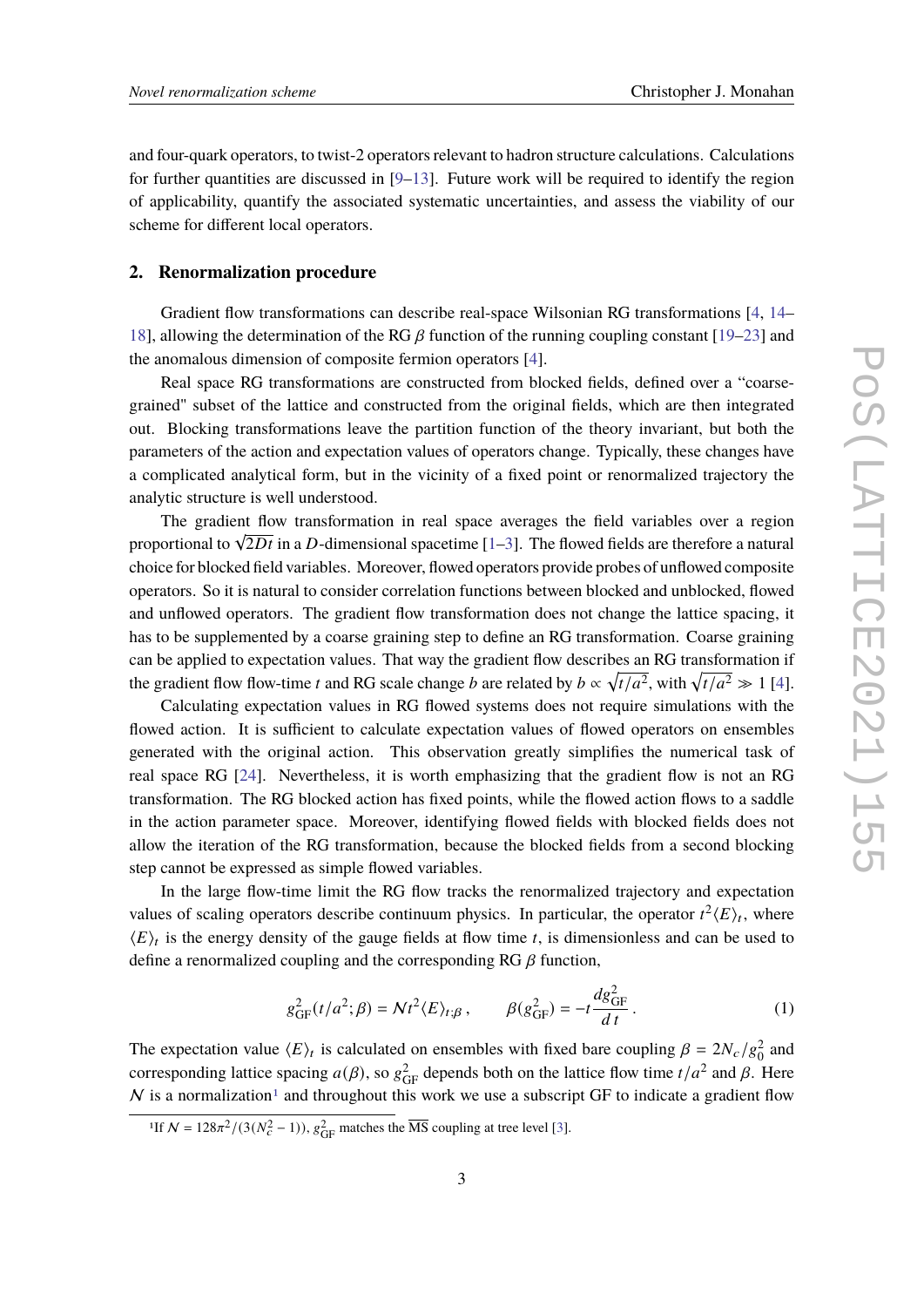and four-quark operators, to twist-2 operators relevant to hadron structure calculations. Calculations for further quantities are discussed in [9–13]. Future work will be required to identify the region of applicability, quantify the associated systematic uncertainties, and assess the viability of our scheme for different local operators.

## 2. Renormalization procedure

Gradient flow transformations can describe real-space Wilsonian RG transformations [4, 14–18], allowing the determination of the RG $\beta$ function of the running coupling constant [19–23] and the anomalous dimension of composite fermion operators [4].

Real space RG transformations are constructed from blocked fields, defined over a "coarse-grained" subset of the lattice and constructed from the original fields, which are then integrated out. Blocking transformations leave the partition function of the theory invariant, but both the parameters of the action and expectation values of operators change. Typically, these changes have a complicated analytical form, but in the vicinity of a fixed point or renormalized trajectory the analytic structure is well understood.

The gradient flow transformation in real space averages the field variables over a region proportional to $\sqrt{2Dt}$ in a $D$-dimensional spacetime [1–3]. The flowed fields are therefore a natural choice for blocked field variables. Moreover, flowed operators provide probes of unflowed composite operators. So it is natural to consider correlation functions between blocked and unblocked, flowed and unflowed operators. The gradient flow transformation does not change the lattice spacing, it has to be supplemented by a coarse graining step to define an RG transformation. Coarse graining can be applied to expectation values. That way the gradient flow describes an RG transformation if the gradient flow flow-time $t$ and RG scale change $b$ are related by $b \propto \sqrt{t/a^2}$, with $\sqrt{t/a^2} \gg 1$ [4].

Calculating expectation values in RG flowed systems does not require simulations with the flowed action. It is sufficient to calculate expectation values of flowed operators on ensembles generated with the original action. This observation greatly simplifies the numerical task of real space RG [24]. Nevertheless, it is worth emphasizing that the gradient flow is not an RG transformation. The RG blocked action has fixed points, while the flowed action flows to a saddle in the action parameter space. Moreover, identifying flowed fields with blocked fields does not allow the iteration of the RG transformation, because the blocked fields from a second blocking step cannot be expressed as simple flowed variables.

In the large flow-time limit the RG flow tracks the renormalized trajectory and expectation values of scaling operators describe continuum physics. In particular, the operator $t^2\langle E\rangle_t$, where $\langle E\rangle_t$ is the energy density of the gauge fields at flow time $t$, is dimensionless and can be used to define a renormalized coupling and the corresponding RG $\beta$ function,

$$g^2_{\rm GF}(t/a^2;\beta) = \mathcal{N} t^2 \langle E\rangle_{t;\beta}\,, \qquad \beta(g^2_{\rm GF}) = -t\frac{dg^2_{\rm GF}}{d\,t}\,. \tag{1}$$

The expectation value $\langle E\rangle_t$ is calculated on ensembles with fixed bare coupling $\beta = 2N_c/g_0^2$ and corresponding lattice spacing $a(\beta)$, so $g^2_{\rm GF}$ depends both on the lattice flow time $t/a^2$ and $\beta$. Here $\mathcal{N}$ is a normalization[1] and throughout this work we use a subscript GF to indicate a gradient flow

[1] If $\mathcal{N} = 128\pi^2/(3(N_c^2-1))$, $g^2_{\rm GF}$ matches the $\overline{\rm MS}$ coupling at tree level [3].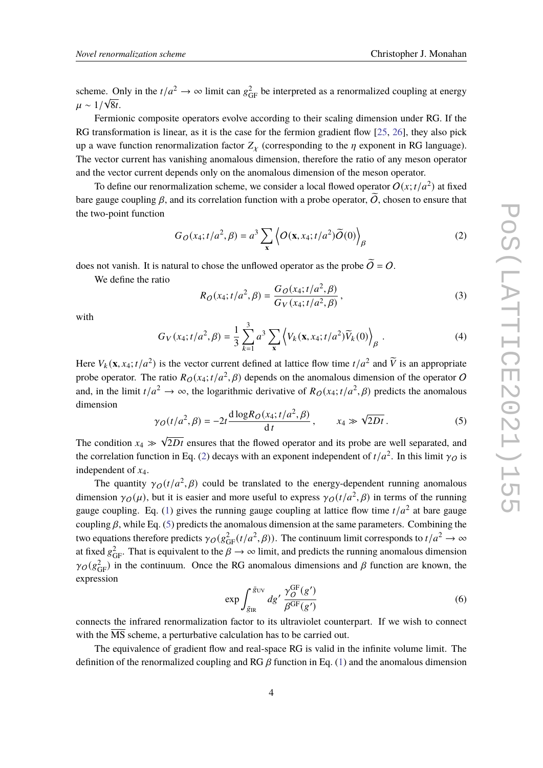scheme. Only in the $t/a^2 \to \infty$ limit can $g^2_{\rm GF}$ be interpreted as a renormalized coupling at energy $\mu \sim 1/\sqrt{8t}$.

Fermionic composite operators evolve according to their scaling dimension under RG. If the RG transformation is linear, as it is the case for the fermion gradient flow [25, 26], they also pick up a wave function renormalization factor $Z_\chi$ (corresponding to the $\eta$ exponent in RG language). The vector current has vanishing anomalous dimension, therefore the ratio of any meson operator and the vector current depends only on the anomalous dimension of the meson operator.

To define our renormalization scheme, we consider a local flowed operator $O(x; t/a^2)$ at fixed bare gauge coupling $\beta$, and its correlation function with a probe operator, $\widetilde{O}$, chosen to ensure that the two-point function

$$G_O(x_4; t/a^2, \beta) = a^3 \sum_{\mathbf{x}} \left\langle O(\mathbf{x}, x_4; t/a^2)\widetilde{O}(0) \right\rangle_\beta \tag{2}$$

does not vanish. It is natural to chose the unflowed operator as the probe $\widetilde{O} = O$.

We define the ratio

$$R_O(x_4; t/a^2, \beta) = \frac{G_O(x_4; t/a^2, \beta)}{G_V(x_4; t/a^2, \beta)}, \tag{3}$$

with

$$G_V(x_4; t/a^2, \beta) = \frac{1}{3} \sum_{k=1}^{3} a^3 \sum_{\mathbf{x}} \left\langle V_k(\mathbf{x}, x_4; t/a^2)\widetilde{V}_k(0) \right\rangle_\beta . \tag{4}$$

Here $V_k(\mathbf{x}, x_4; t/a^2)$ is the vector current defined at lattice flow time $t/a^2$ and $\widetilde{V}$ is an appropriate probe operator. The ratio $R_O(x_4; t/a^2, \beta)$ depends on the anomalous dimension of the operator $O$ and, in the limit $t/a^2 \to \infty$, the logarithmic derivative of $R_O(x_4; t/a^2, \beta)$ predicts the anomalous dimension

$$\gamma_O(t/a^2, \beta) = -2t \frac{\mathrm{d} \log R_O(x_4; t/a^2, \beta)}{\mathrm{d}t}, \qquad x_4 \gg \sqrt{2Dt}. \tag{5}$$

The condition $x_4 \gg \sqrt{2Dt}$ ensures that the flowed operator and its probe are well separated, and the correlation function in Eq. (2) decays with an exponent independent of $t/a^2$. In this limit $\gamma_O$ is independent of $x_4$.

The quantity $\gamma_O(t/a^2, \beta)$ could be translated to the energy-dependent running anomalous dimension $\gamma_O(\mu)$, but it is easier and more useful to express $\gamma_O(t/a^2, \beta)$ in terms of the running gauge coupling. Eq. (1) gives the running gauge coupling at lattice flow time $t/a^2$ at bare gauge coupling $\beta$, while Eq. (5) predicts the anomalous dimension at the same parameters. Combining the two equations therefore predicts $\gamma_O(g^2_{\rm GF}(t/a^2, \beta))$. The continuum limit corresponds to $t/a^2 \to \infty$ at fixed $g^2_{\rm GF}$. That is equivalent to the $\beta \to \infty$ limit, and predicts the running anomalous dimension $\gamma_O(g^2_{\rm GF})$ in the continuum. Once the RG anomalous dimensions and $\beta$ function are known, the expression

$$\exp \int_{\bar{g}_{\rm IR}}^{\bar{g}_{\rm UV}} dg' \, \frac{\gamma_O^{\rm GF}(g')}{\beta^{\rm GF}(g')} \tag{6}$$

connects the infrared renormalization factor to its ultraviolet counterpart. If we wish to connect with the $\overline{\rm MS}$ scheme, a perturbative calculation has to be carried out.

The equivalence of gradient flow and real-space RG is valid in the infinite volume limit. The definition of the renormalized coupling and RG $\beta$ function in Eq. (1) and the anomalous dimension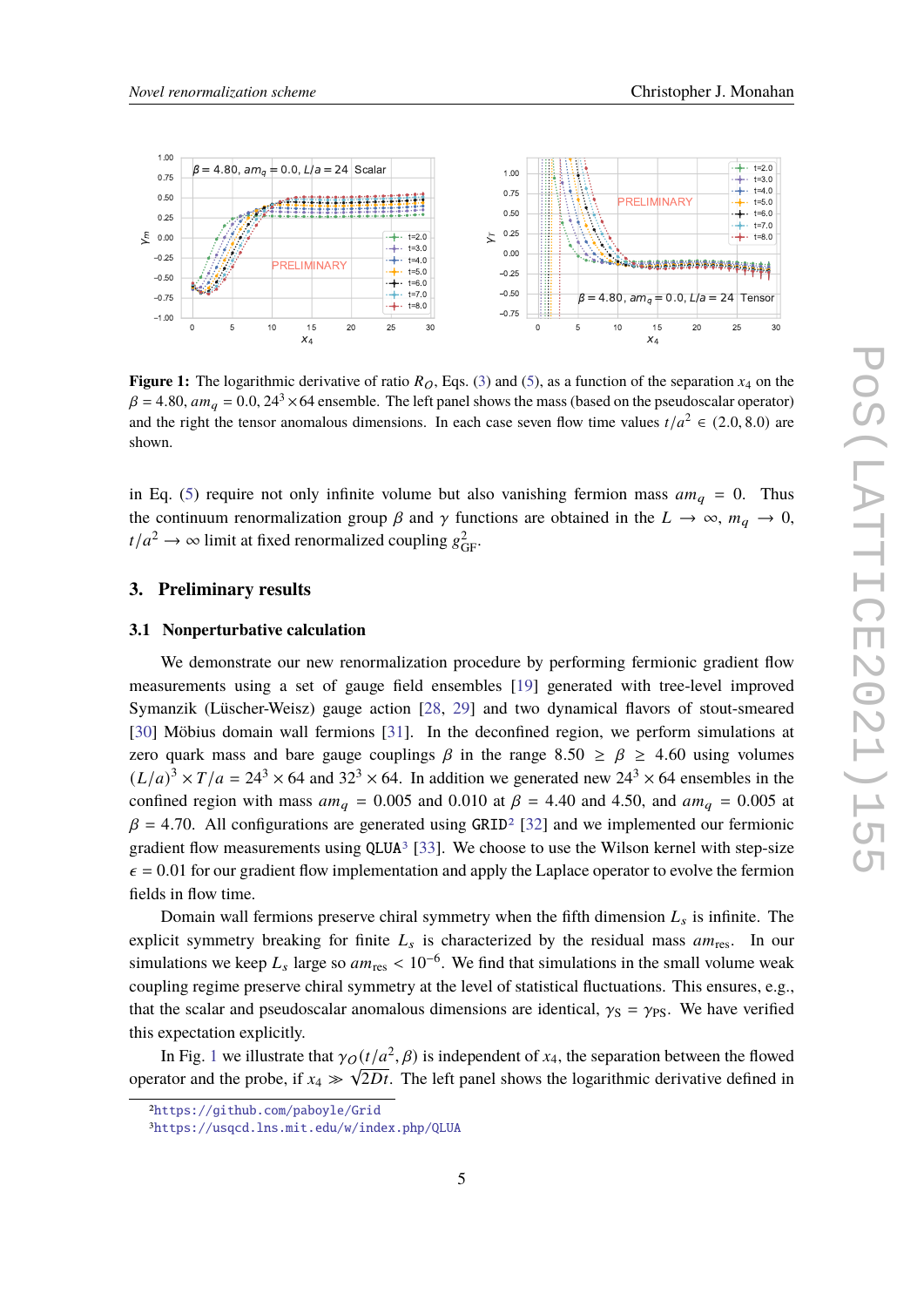**Figure 1:** The logarithmic derivative of ratio $R_O$, Eqs. (3) and (5), as a function of the separation $x_4$ on the $\beta = 4.80$, $am_q = 0.0$, $24^3 \times 64$ ensemble. The left panel shows the mass (based on the pseudoscalar operator) and the right the tensor anomalous dimensions. In each case seven flow time values $t/a^2 \in (2.0, 8.0)$ are shown.

in Eq. (5) require not only infinite volume but also vanishing fermion mass $am_q = 0$. Thus the continuum renormalization group $\beta$ and $\gamma$ functions are obtained in the $L \to \infty$, $m_q \to 0$, $t/a^2 \to \infty$ limit at fixed renormalized coupling $g^2_{\mathrm{GF}}$.

## 3. Preliminary results

### 3.1 Nonperturbative calculation

We demonstrate our new renormalization procedure by performing fermionic gradient flow measurements using a set of gauge field ensembles [19] generated with tree-level improved Symanzik (Lüscher-Weisz) gauge action [28, 29] and two dynamical flavors of stout-smeared [30] Möbius domain wall fermions [31]. In the deconfined region, we perform simulations at zero quark mass and bare gauge couplings $\beta$ in the range $8.50 \geq \beta \geq 4.60$ using volumes $(L/a)^3 \times T/a = 24^3 \times 64$ and $32^3 \times 64$. In addition we generated new $24^3 \times 64$ ensembles in the confined region with mass $am_q = 0.005$ and $0.010$ at $\beta = 4.40$ and $4.50$, and $am_q = 0.005$ at $\beta = 4.70$. All configurations are generated using `GRID`[2] [32] and we implemented our fermionic gradient flow measurements using `QLUA`[3] [33]. We choose to use the Wilson kernel with step-size $\epsilon = 0.01$ for our gradient flow implementation and apply the Laplace operator to evolve the fermion fields in flow time.

Domain wall fermions preserve chiral symmetry when the fifth dimension $L_s$ is infinite. The explicit symmetry breaking for finite $L_s$ is characterized by the residual mass $am_{\mathrm{res}}$. In our simulations we keep $L_s$ large so $am_{\mathrm{res}} < 10^{-6}$. We find that simulations in the small volume weak coupling regime preserve chiral symmetry at the level of statistical fluctuations. This ensures, e.g., that the scalar and pseudoscalar anomalous dimensions are identical, $\gamma_{\mathrm{S}} = \gamma_{\mathrm{PS}}$. We have verified this expectation explicitly.

In Fig. 1 we illustrate that $\gamma_O(t/a^2, \beta)$ is independent of $x_4$, the separation between the flowed operator and the probe, if $x_4 \gg \sqrt{2Dt}$. The left panel shows the logarithmic derivative defined in

[2] https://github.com/paboyle/Grid

[3] https://usqcd.lns.mit.edu/w/index.php/QLUA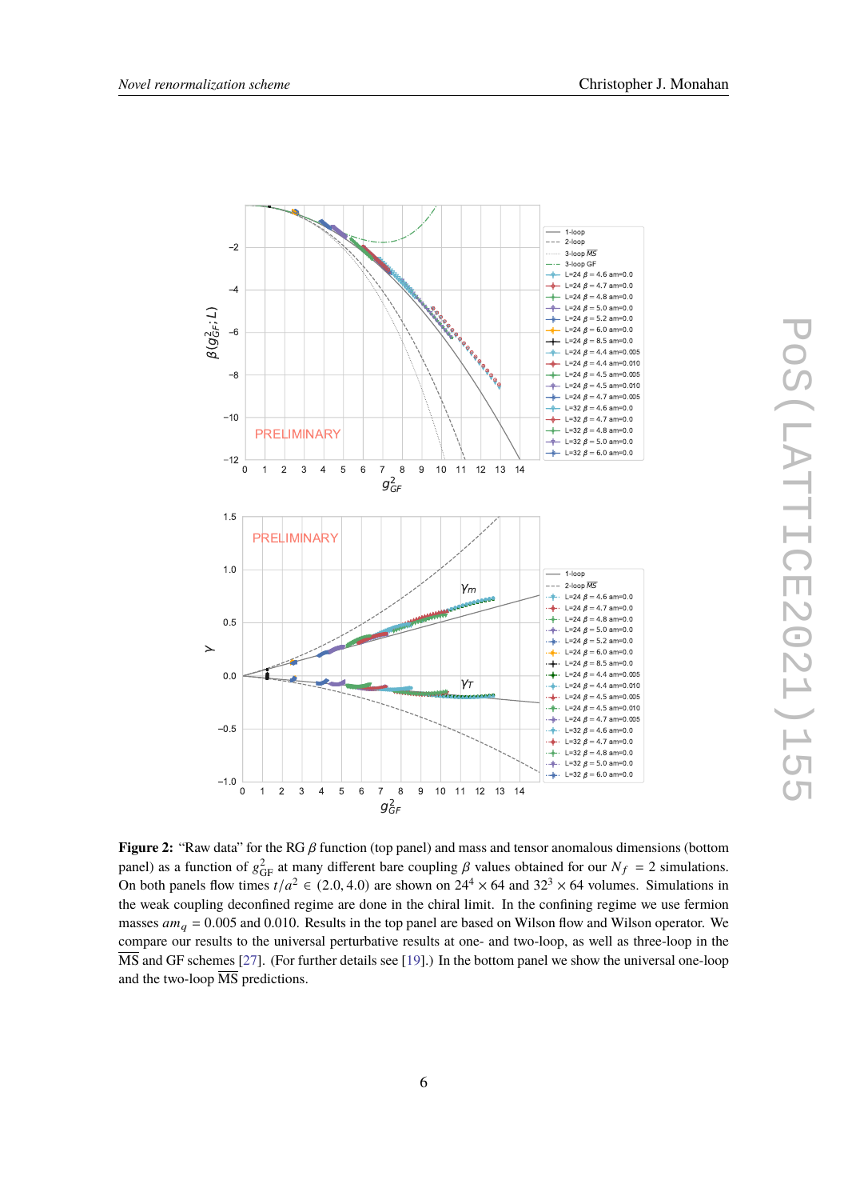**Figure 2:** "Raw data" for the RG $\beta$ function (top panel) and mass and tensor anomalous dimensions (bottom panel) as a function of $g^2_{\rm GF}$ at many different bare coupling $\beta$ values obtained for our $N_f = 2$ simulations. On both panels flow times $t/a^2 \in (2.0, 4.0)$ are shown on $24^4 \times 64$ and $32^3 \times 64$ volumes. Simulations in the weak coupling deconfined regime are done in the chiral limit. In the confining regime we use fermion masses $am_q = 0.005$ and $0.010$. Results in the top panel are based on Wilson flow and Wilson operator. We compare our results to the universal perturbative results at one- and two-loop, as well as three-loop in the $\overline{\rm MS}$ and GF schemes [27]. (For further details see [19].) In the bottom panel we show the universal one-loop and the two-loop $\overline{\rm MS}$ predictions.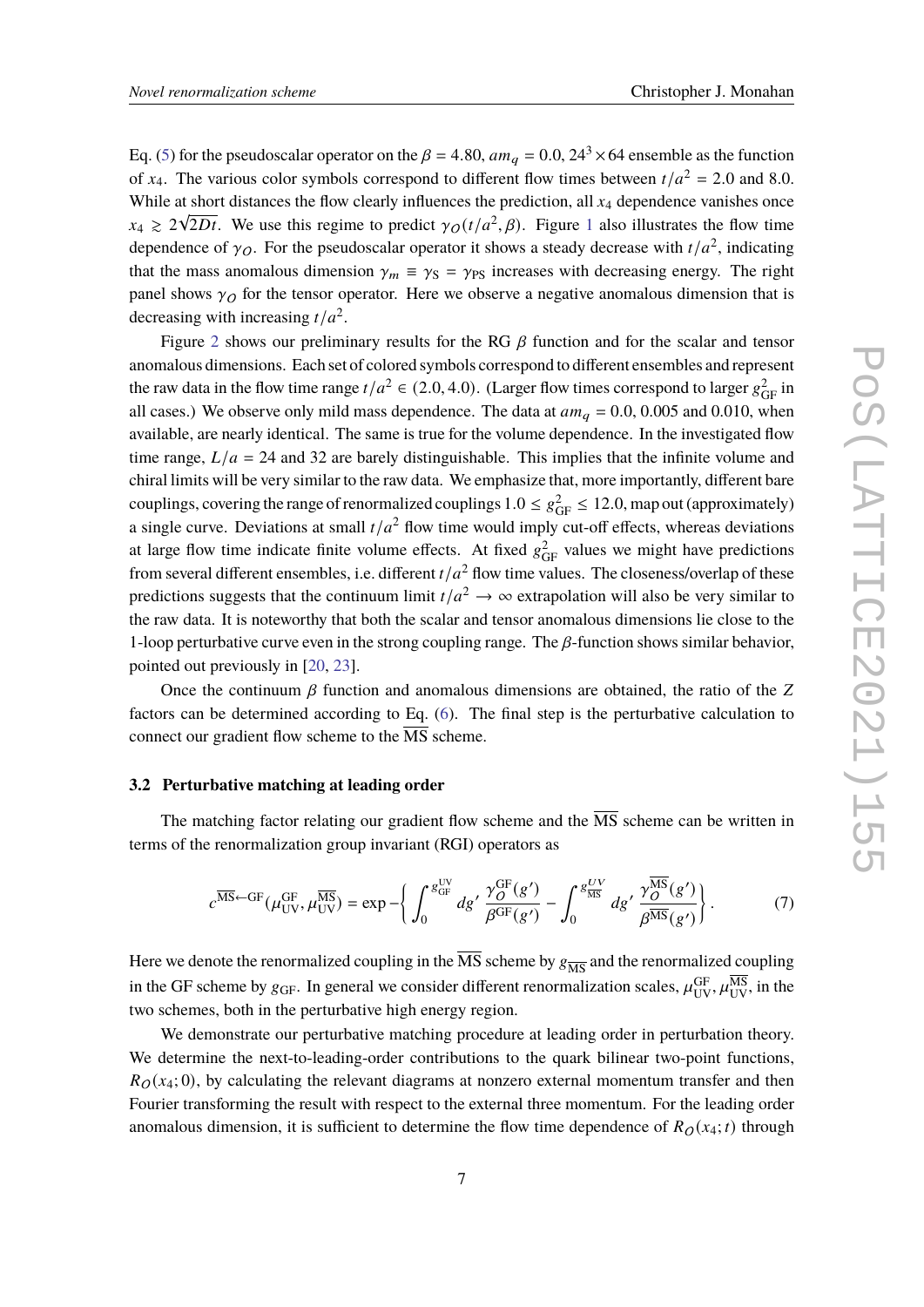Eq. (5) for the pseudoscalar operator on the $\beta = 4.80$, $am_q = 0.0$, $24^3 \times 64$ ensemble as the function of $x_4$. The various color symbols correspond to different flow times between $t/a^2 = 2.0$ and 8.0. While at short distances the flow clearly influences the prediction, all $x_4$ dependence vanishes once $x_4 \gtrsim 2\sqrt{2Dt}$. We use this regime to predict $\gamma_O(t/a^2, \beta)$. Figure 1 also illustrates the flow time dependence of $\gamma_O$. For the pseudoscalar operator it shows a steady decrease with $t/a^2$, indicating that the mass anomalous dimension $\gamma_m \equiv \gamma_S = \gamma_{PS}$ increases with decreasing energy. The right panel shows $\gamma_O$ for the tensor operator. Here we observe a negative anomalous dimension that is decreasing with increasing $t/a^2$.

Figure 2 shows our preliminary results for the RG $\beta$ function and for the scalar and tensor anomalous dimensions. Each set of colored symbols correspond to different ensembles and represent the raw data in the flow time range $t/a^2 \in (2.0, 4.0)$. (Larger flow times correspond to larger $g^2_{\rm GF}$ in all cases.) We observe only mild mass dependence. The data at $am_q = 0.0$, 0.005 and 0.010, when available, are nearly identical. The same is true for the volume dependence. In the investigated flow time range, $L/a = 24$ and 32 are barely distinguishable. This implies that the infinite volume and chiral limits will be very similar to the raw data. We emphasize that, more importantly, different bare couplings, covering the range of renormalized couplings $1.0 \leq g^2_{\rm GF} \leq 12.0$, map out (approximately) a single curve. Deviations at small $t/a^2$ flow time would imply cut-off effects, whereas deviations at large flow time indicate finite volume effects. At fixed $g^2_{\rm GF}$ values we might have predictions from several different ensembles, i.e. different $t/a^2$ flow time values. The closeness/overlap of these predictions suggests that the continuum limit $t/a^2 \to \infty$ extrapolation will also be very similar to the raw data. It is noteworthy that both the scalar and tensor anomalous dimensions lie close to the 1-loop perturbative curve even in the strong coupling range. The $\beta$-function shows similar behavior, pointed out previously in [20, 23].

Once the continuum $\beta$ function and anomalous dimensions are obtained, the ratio of the $Z$ factors can be determined according to Eq. (6). The final step is the perturbative calculation to connect our gradient flow scheme to the $\overline{\rm MS}$ scheme.

### 3.2 Perturbative matching at leading order

The matching factor relating our gradient flow scheme and the $\overline{\rm MS}$ scheme can be written in terms of the renormalization group invariant (RGI) operators as

$$c^{\overline{\rm MS}\leftarrow{\rm GF}}(\mu^{\rm GF}_{\rm UV}, \mu^{\overline{\rm MS}}_{\rm UV}) = \exp -\left\{ \int_0^{g^{\rm UV}_{\rm GF}} dg' \, \frac{\gamma_O^{\rm GF}(g')}{\beta^{\rm GF}(g')} - \int_0^{g^{UV}_{\overline{\rm MS}}} dg' \, \frac{\gamma_O^{\overline{\rm MS}}(g')}{\beta^{\overline{\rm MS}}(g')} \right\}. \tag{7}$$

Here we denote the renormalized coupling in the $\overline{\rm MS}$ scheme by $g_{\overline{\rm MS}}$ and the renormalized coupling in the GF scheme by $g_{\rm GF}$. In general we consider different renormalization scales, $\mu^{\rm GF}_{\rm UV}, \mu^{\overline{\rm MS}}_{\rm UV}$, in the two schemes, both in the perturbative high energy region.

We demonstrate our perturbative matching procedure at leading order in perturbation theory. We determine the next-to-leading-order contributions to the quark bilinear two-point functions, $R_O(x_4; 0)$, by calculating the relevant diagrams at nonzero external momentum transfer and then Fourier transforming the result with respect to the external three momentum. For the leading order anomalous dimension, it is sufficient to determine the flow time dependence of $R_O(x_4; t)$ through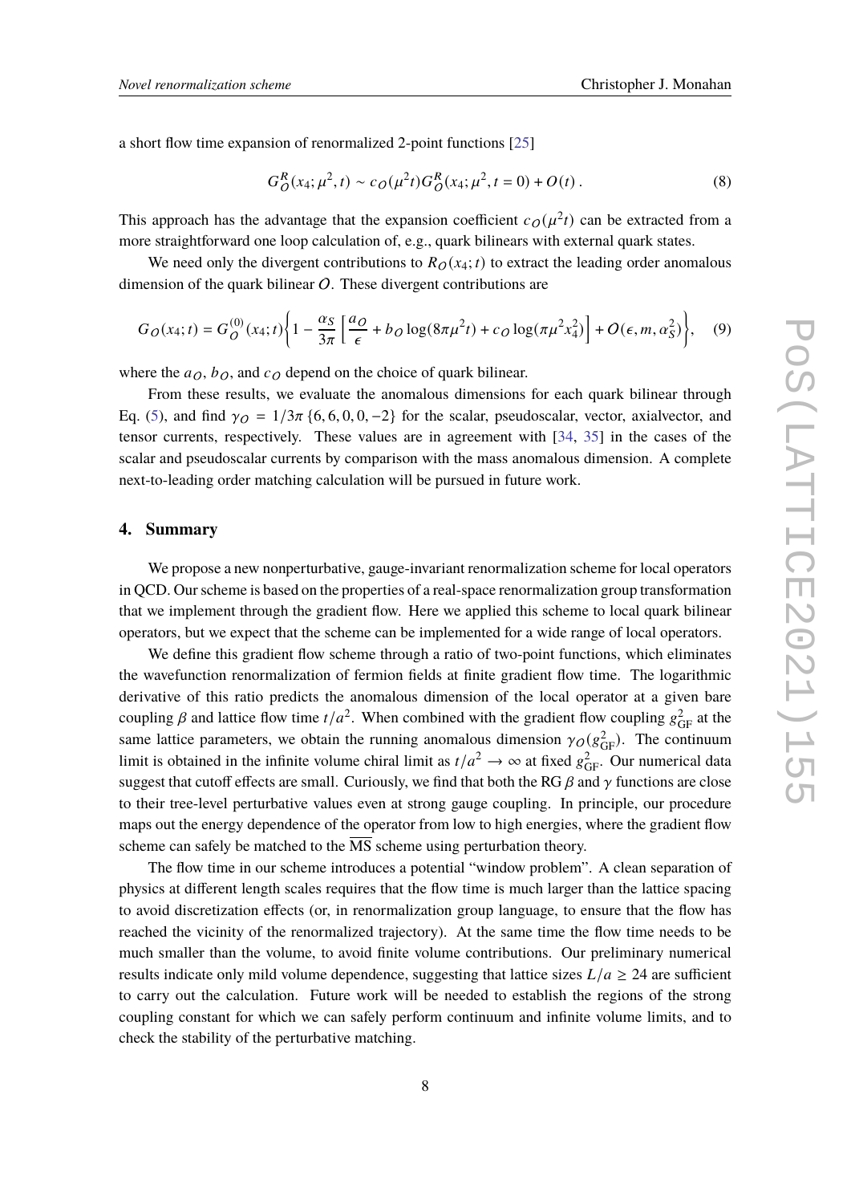a short flow time expansion of renormalized 2-point functions [25]

$$G_O^R(x_4;\mu^2,t) \sim c_O(\mu^2 t) G_O^R(x_4;\mu^2,t=0) + O(t)\,. \tag{8}$$

This approach has the advantage that the expansion coefficient $c_O(\mu^2 t)$ can be extracted from a more straightforward one loop calculation of, e.g., quark bilinears with external quark states.

We need only the divergent contributions to $R_O(x_4;t)$ to extract the leading order anomalous dimension of the quark bilinear $O$. These divergent contributions are

$$G_O(x_4;t) = G_O^{(0)}(x_4;t)\left\{1 - \frac{\alpha_S}{3\pi}\left[\frac{a_O}{\epsilon} + b_O \log(8\pi\mu^2 t) + c_O \log(\pi\mu^2 x_4^2)\right] + O(\epsilon, m, \alpha_S^2)\right\}, \tag{9}$$

where the $a_O$, $b_O$, and $c_O$ depend on the choice of quark bilinear.

From these results, we evaluate the anomalous dimensions for each quark bilinear through Eq. (5), and find $\gamma_O = 1/3\pi\,\{6, 6, 0, 0, -2\}$ for the scalar, pseudoscalar, vector, axialvector, and tensor currents, respectively. These values are in agreement with [34, 35] in the cases of the scalar and pseudoscalar currents by comparison with the mass anomalous dimension. A complete next-to-leading order matching calculation will be pursued in future work.

## 4. Summary

We propose a new nonperturbative, gauge-invariant renormalization scheme for local operators in QCD. Our scheme is based on the properties of a real-space renormalization group transformation that we implement through the gradient flow. Here we applied this scheme to local quark bilinear operators, but we expect that the scheme can be implemented for a wide range of local operators.

We define this gradient flow scheme through a ratio of two-point functions, which eliminates the wavefunction renormalization of fermion fields at finite gradient flow time. The logarithmic derivative of this ratio predicts the anomalous dimension of the local operator at a given bare coupling $\beta$ and lattice flow time $t/a^2$. When combined with the gradient flow coupling $g^2_{\rm GF}$ at the same lattice parameters, we obtain the running anomalous dimension $\gamma_O(g^2_{\rm GF})$. The continuum limit is obtained in the infinite volume chiral limit as $t/a^2 \to \infty$ at fixed $g^2_{\rm GF}$. Our numerical data suggest that cutoff effects are small. Curiously, we find that both the RG $\beta$ and $\gamma$ functions are close to their tree-level perturbative values even at strong gauge coupling. In principle, our procedure maps out the energy dependence of the operator from low to high energies, where the gradient flow scheme can safely be matched to the $\overline{\rm MS}$ scheme using perturbation theory.

The flow time in our scheme introduces a potential "window problem". A clean separation of physics at different length scales requires that the flow time is much larger than the lattice spacing to avoid discretization effects (or, in renormalization group language, to ensure that the flow has reached the vicinity of the renormalized trajectory). At the same time the flow time needs to be much smaller than the volume, to avoid finite volume contributions. Our preliminary numerical results indicate only mild volume dependence, suggesting that lattice sizes $L/a \geq 24$ are sufficient to carry out the calculation. Future work will be needed to establish the regions of the strong coupling constant for which we can safely perform continuum and infinite volume limits, and to check the stability of the perturbative matching.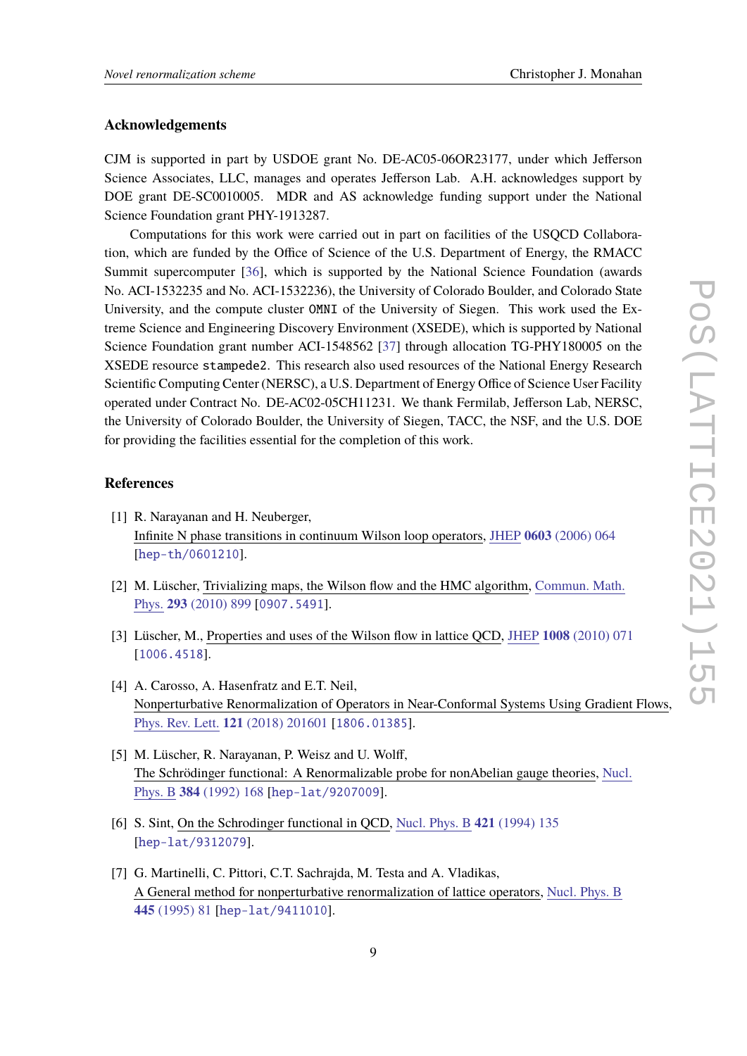## Acknowledgements

CJM is supported in part by USDOE grant No. DE-AC05-06OR23177, under which Jefferson Science Associates, LLC, manages and operates Jefferson Lab. A.H. acknowledges support by DOE grant DE-SC0010005. MDR and AS acknowledge funding support under the National Science Foundation grant PHY-1913287.

Computations for this work were carried out in part on facilities of the USQCD Collaboration, which are funded by the Office of Science of the U.S. Department of Energy, the RMACC Summit supercomputer [36], which is supported by the National Science Foundation (awards No. ACI-1532235 and No. ACI-1532236), the University of Colorado Boulder, and Colorado State University, and the compute cluster `OMNI` of the University of Siegen. This work used the Extreme Science and Engineering Discovery Environment (XSEDE), which is supported by National Science Foundation grant number ACI-1548562 [37] through allocation TG-PHY180005 on the XSEDE resource `stampede2`. This research also used resources of the National Energy Research Scientific Computing Center (NERSC), a U.S. Department of Energy Office of Science User Facility operated under Contract No. DE-AC02-05CH11231. We thank Fermilab, Jefferson Lab, NERSC, the University of Colorado Boulder, the University of Siegen, TACC, the NSF, and the U.S. DOE for providing the facilities essential for the completion of this work.

## References

[1] R. Narayanan and H. Neuberger, Infinite N phase transitions in continuum Wilson loop operators, JHEP **0603** (2006) 064 [hep-th/0601210].

[2] M. Lüscher, Trivializing maps, the Wilson flow and the HMC algorithm, Commun. Math. Phys. **293** (2010) 899 [0907.5491].

[3] Lüscher, M., Properties and uses of the Wilson flow in lattice QCD, JHEP **1008** (2010) 071 [1006.4518].

[4] A. Carosso, A. Hasenfratz and E.T. Neil, Nonperturbative Renormalization of Operators in Near-Conformal Systems Using Gradient Flows, Phys. Rev. Lett. **121** (2018) 201601 [1806.01385].

[5] M. Lüscher, R. Narayanan, P. Weisz and U. Wolff, The Schrödinger functional: A Renormalizable probe for nonAbelian gauge theories, Nucl. Phys. B **384** (1992) 168 [hep-lat/9207009].

[6] S. Sint, On the Schrodinger functional in QCD, Nucl. Phys. B **421** (1994) 135 [hep-lat/9312079].

[7] G. Martinelli, C. Pittori, C.T. Sachrajda, M. Testa and A. Vladikas, A General method for nonperturbative renormalization of lattice operators, Nucl. Phys. B **445** (1995) 81 [hep-lat/9411010].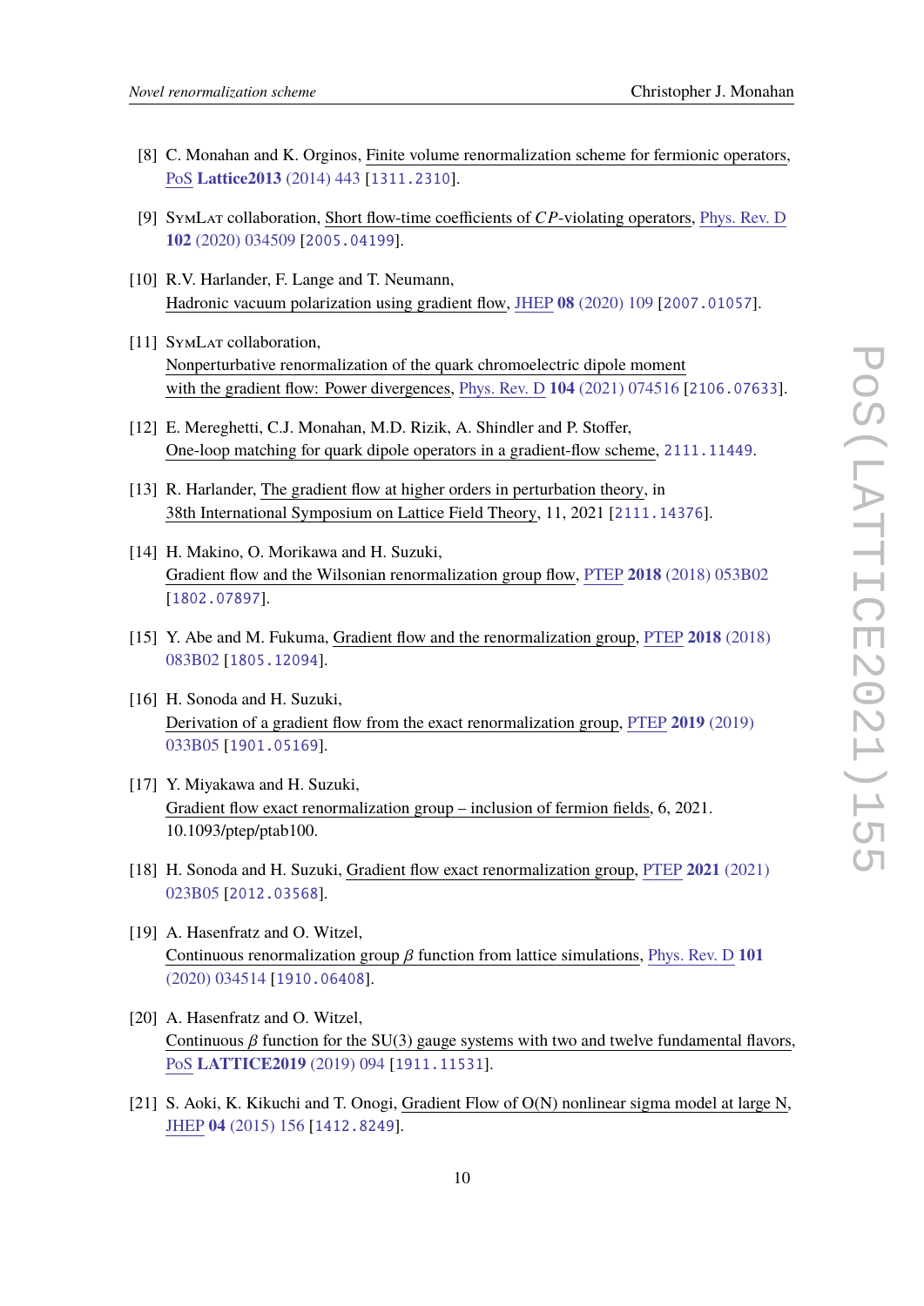[8] C. Monahan and K. Orginos, Finite volume renormalization scheme for fermionic operators, PoS **Lattice2013** (2014) 443 [1311.2310].

[9] SymLat collaboration, Short flow-time coefficients of $CP$-violating operators, Phys. Rev. D **102** (2020) 034509 [2005.04199].

[10] R.V. Harlander, F. Lange and T. Neumann, Hadronic vacuum polarization using gradient flow, JHEP **08** (2020) 109 [2007.01057].

[11] SymLat collaboration, Nonperturbative renormalization of the quark chromoelectric dipole moment with the gradient flow: Power divergences, Phys. Rev. D **104** (2021) 074516 [2106.07633].

[12] E. Mereghetti, C.J. Monahan, M.D. Rizik, A. Shindler and P. Stoffer, One-loop matching for quark dipole operators in a gradient-flow scheme, 2111.11449.

[13] R. Harlander, The gradient flow at higher orders in perturbation theory, in 38th International Symposium on Lattice Field Theory, 11, 2021 [2111.14376].

[14] H. Makino, O. Morikawa and H. Suzuki, Gradient flow and the Wilsonian renormalization group flow, PTEP **2018** (2018) 053B02 [1802.07897].

[15] Y. Abe and M. Fukuma, Gradient flow and the renormalization group, PTEP **2018** (2018) 083B02 [1805.12094].

[16] H. Sonoda and H. Suzuki, Derivation of a gradient flow from the exact renormalization group, PTEP **2019** (2019) 033B05 [1901.05169].

[17] Y. Miyakawa and H. Suzuki, Gradient flow exact renormalization group – inclusion of fermion fields, 6, 2021. 10.1093/ptep/ptab100.

[18] H. Sonoda and H. Suzuki, Gradient flow exact renormalization group, PTEP **2021** (2021) 023B05 [2012.03568].

[19] A. Hasenfratz and O. Witzel, Continuous renormalization group $\beta$ function from lattice simulations, Phys. Rev. D **101** (2020) 034514 [1910.06408].

[20] A. Hasenfratz and O. Witzel, Continuous $\beta$ function for the SU(3) gauge systems with two and twelve fundamental flavors, PoS **LATTICE2019** (2019) 094 [1911.11531].

[21] S. Aoki, K. Kikuchi and T. Onogi, Gradient Flow of O(N) nonlinear sigma model at large N, JHEP **04** (2015) 156 [1412.8249].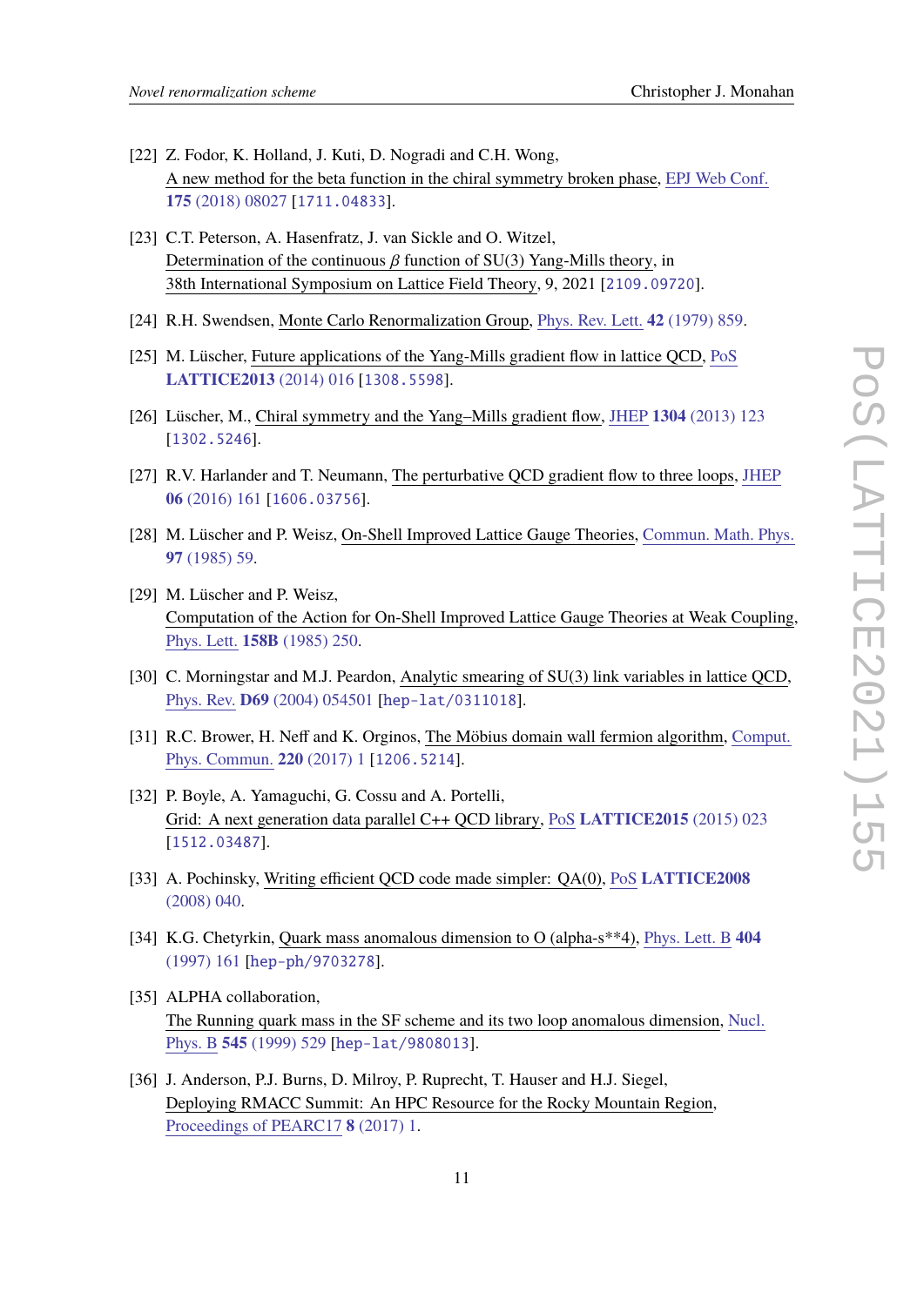[22] Z. Fodor, K. Holland, J. Kuti, D. Nogradi and C.H. Wong, A new method for the beta function in the chiral symmetry broken phase, EPJ Web Conf. **175** (2018) 08027 [1711.04833].

[23] C.T. Peterson, A. Hasenfratz, J. van Sickle and O. Witzel, Determination of the continuous $\beta$ function of SU(3) Yang-Mills theory, in 38th International Symposium on Lattice Field Theory, 9, 2021 [2109.09720].

[24] R.H. Swendsen, Monte Carlo Renormalization Group, Phys. Rev. Lett. **42** (1979) 859.

[25] M. Lüscher, Future applications of the Yang-Mills gradient flow in lattice QCD, PoS **LATTICE2013** (2014) 016 [1308.5598].

[26] Lüscher, M., Chiral symmetry and the Yang–Mills gradient flow, JHEP **1304** (2013) 123 [1302.5246].

[27] R.V. Harlander and T. Neumann, The perturbative QCD gradient flow to three loops, JHEP **06** (2016) 161 [1606.03756].

[28] M. Lüscher and P. Weisz, On-Shell Improved Lattice Gauge Theories, Commun. Math. Phys. **97** (1985) 59.

[29] M. Lüscher and P. Weisz, Computation of the Action for On-Shell Improved Lattice Gauge Theories at Weak Coupling, Phys. Lett. **158B** (1985) 250.

[30] C. Morningstar and M.J. Peardon, Analytic smearing of SU(3) link variables in lattice QCD, Phys. Rev. **D69** (2004) 054501 [hep-lat/0311018].

[31] R.C. Brower, H. Neff and K. Orginos, The Möbius domain wall fermion algorithm, Comput. Phys. Commun. **220** (2017) 1 [1206.5214].

[32] P. Boyle, A. Yamaguchi, G. Cossu and A. Portelli, Grid: A next generation data parallel C++ QCD library, PoS **LATTICE2015** (2015) 023 [1512.03487].

[33] A. Pochinsky, Writing efficient QCD code made simpler: QA(0), PoS **LATTICE2008** (2008) 040.

[34] K.G. Chetyrkin, Quark mass anomalous dimension to O (alpha-s**4), Phys. Lett. B **404** (1997) 161 [hep-ph/9703278].

[35] ALPHA collaboration, The Running quark mass in the SF scheme and its two loop anomalous dimension, Nucl. Phys. B **545** (1999) 529 [hep-lat/9808013].

[36] J. Anderson, P.J. Burns, D. Milroy, P. Ruprecht, T. Hauser and H.J. Siegel, Deploying RMACC Summit: An HPC Resource for the Rocky Mountain Region, Proceedings of PEARC17 **8** (2017) 1.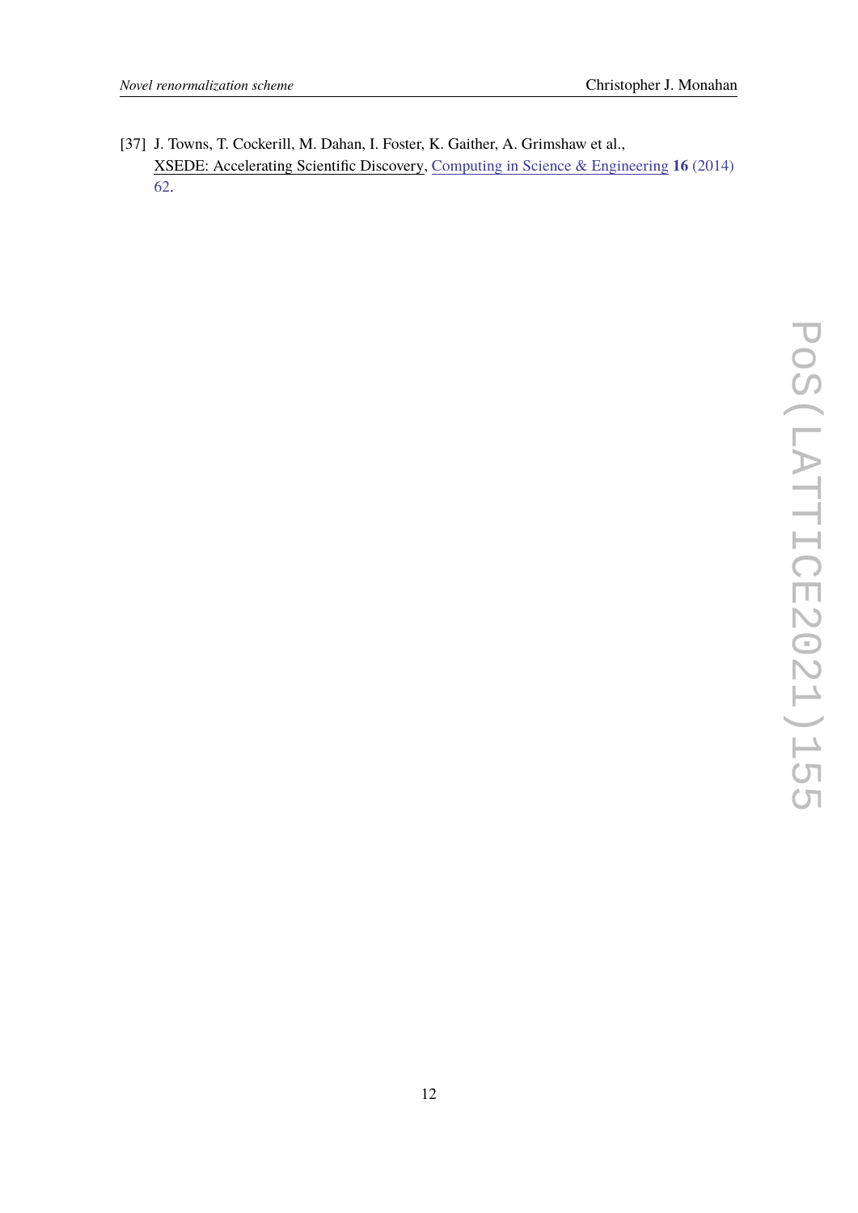[37] J. Towns, T. Cockerill, M. Dahan, I. Foster, K. Gaither, A. Grimshaw et al., XSEDE: Accelerating Scientific Discovery, Computing in Science & Engineering **16** (2014) 62.